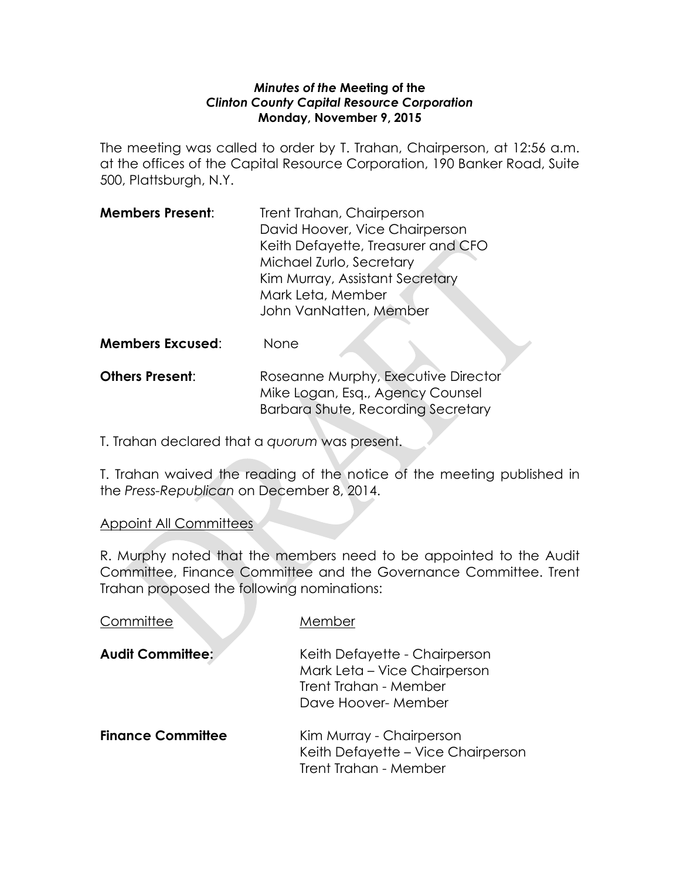**_Minutes of the_ Meeting of the**
**_Clinton County Capital Resource Corporation_**
**Monday, November 9, 2015**

The meeting was called to order by T. Trahan, Chairperson, at 12:56 a.m. at the offices of the Capital Resource Corporation, 190 Banker Road, Suite 500, Plattsburgh, N.Y.

**Members Present**: Trent Trahan, Chairperson
David Hoover, Vice Chairperson
Keith Defayette, Treasurer and CFO
Michael Zurlo, Secretary
Kim Murray, Assistant Secretary
Mark Leta, Member
John VanNatten, Member

**Members Excused**: None

**Others Present**: Roseanne Murphy, Executive Director
Mike Logan, Esq., Agency Counsel
Barbara Shute, Recording Secretary

T. Trahan declared that a _quorum_ was present.

T. Trahan waived the reading of the notice of the meeting published in the _Press-Republican_ on December 8, 2014.

<u>Appoint All Committees</u>

R. Murphy noted that the members need to be appointed to the Audit Committee, Finance Committee and the Governance Committee. Trent Trahan proposed the following nominations:

| <u>Committee</u> | <u>Member</u> |
|---|---|
| **Audit Committee:** | Keith Defayette - Chairperson<br>Mark Leta – Vice Chairperson<br>Trent Trahan - Member<br>Dave Hoover- Member |
| **Finance Committee** | Kim Murray - Chairperson<br>Keith Defayette – Vice Chairperson<br>Trent Trahan - Member |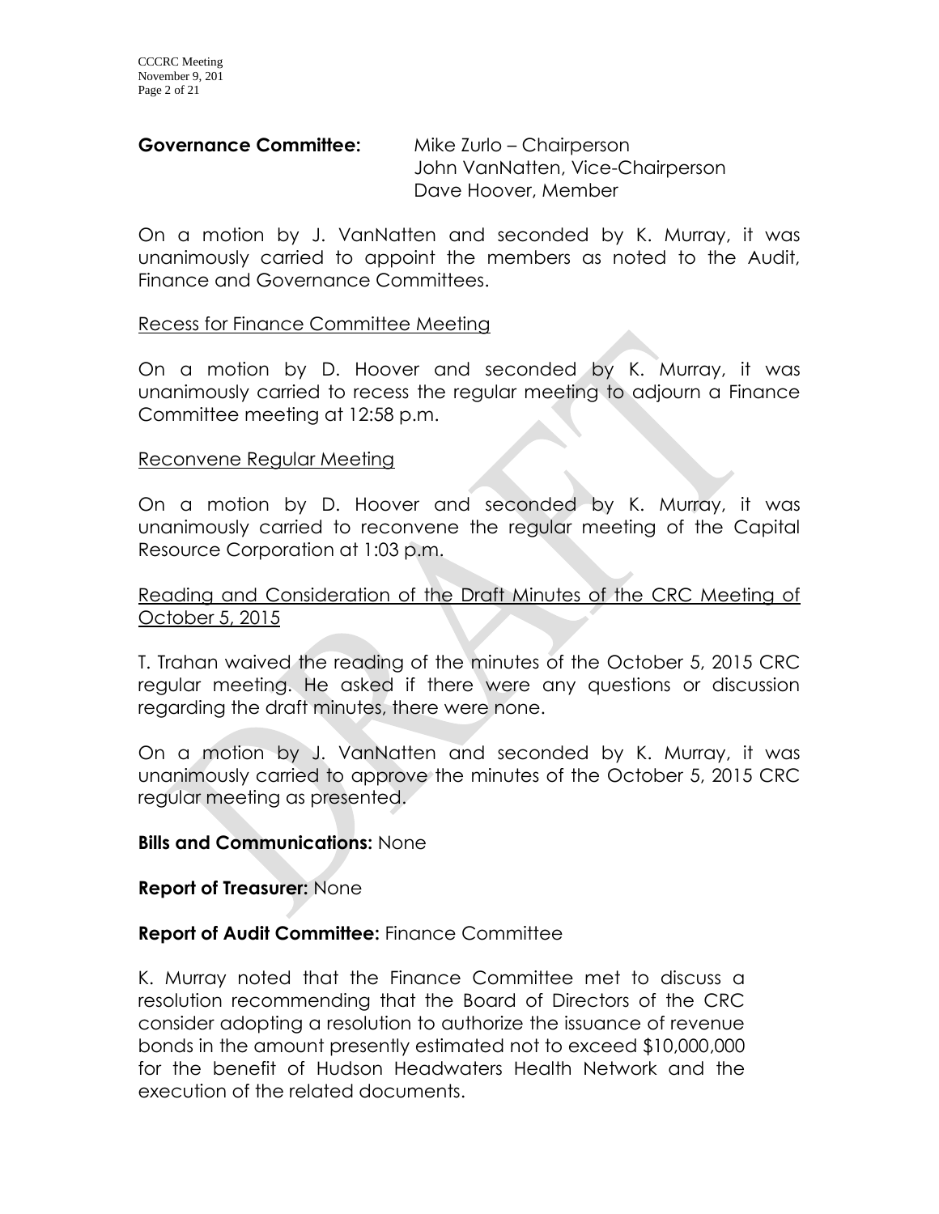**Governance Committee:** Mike Zurlo – Chairperson
John VanNatten, Vice-Chairperson
Dave Hoover, Member

On a motion by J. VanNatten and seconded by K. Murray, it was unanimously carried to appoint the members as noted to the Audit, Finance and Governance Committees.

Recess for Finance Committee Meeting

On a motion by D. Hoover and seconded by K. Murray, it was unanimously carried to recess the regular meeting to adjourn a Finance Committee meeting at 12:58 p.m.

Reconvene Regular Meeting

On a motion by D. Hoover and seconded by K. Murray, it was unanimously carried to reconvene the regular meeting of the Capital Resource Corporation at 1:03 p.m.

Reading and Consideration of the Draft Minutes of the CRC Meeting of October 5, 2015

T. Trahan waived the reading of the minutes of the October 5, 2015 CRC regular meeting. He asked if there were any questions or discussion regarding the draft minutes, there were none.

On a motion by J. VanNatten and seconded by K. Murray, it was unanimously carried to approve the minutes of the October 5, 2015 CRC regular meeting as presented.

**Bills and Communications:** None

**Report of Treasurer:** None

**Report of Audit Committee:** Finance Committee

K. Murray noted that the Finance Committee met to discuss a resolution recommending that the Board of Directors of the CRC consider adopting a resolution to authorize the issuance of revenue bonds in the amount presently estimated not to exceed $10,000,000 for the benefit of Hudson Headwaters Health Network and the execution of the related documents.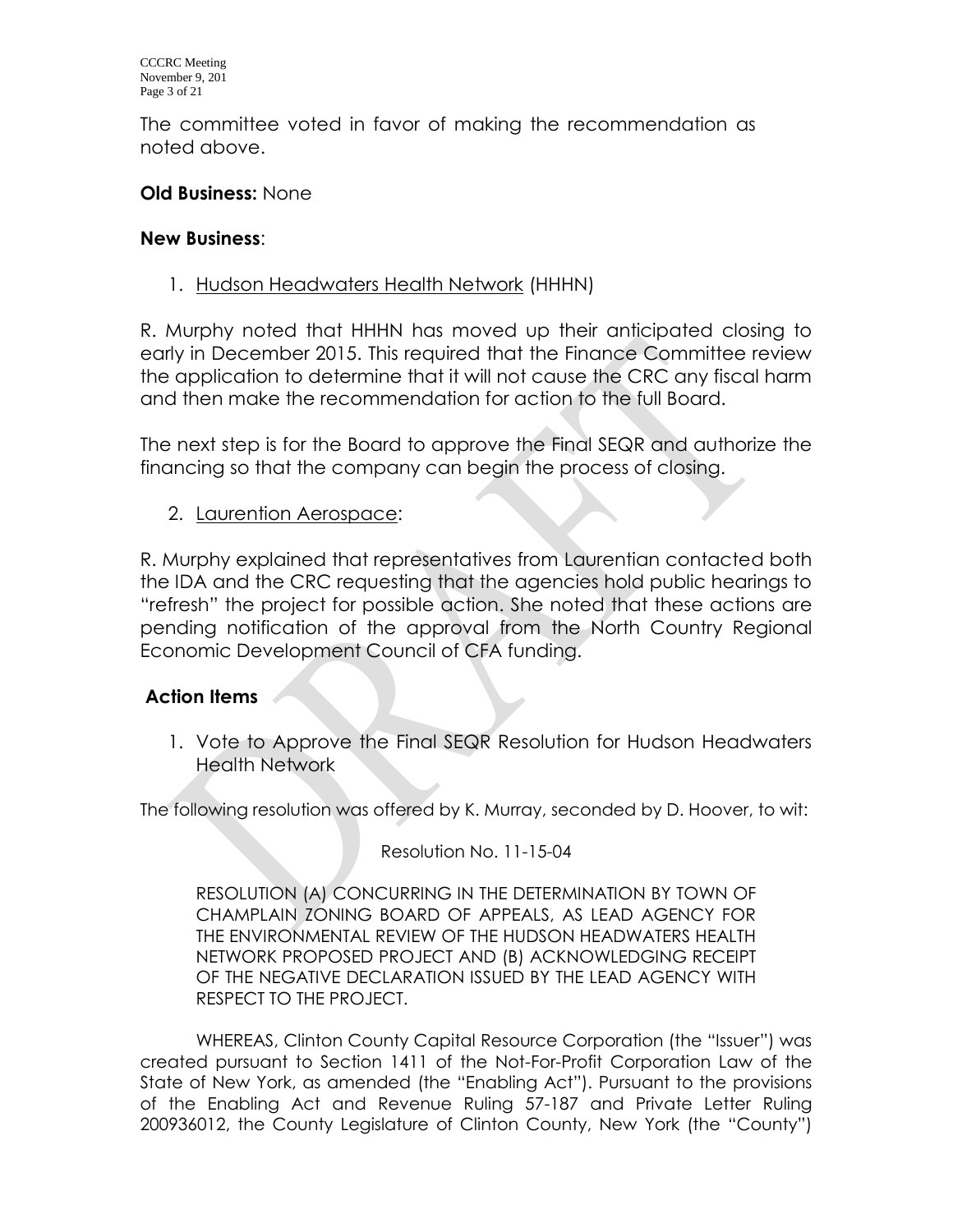The committee voted in favor of making the recommendation as noted above.

**Old Business:** None

**New Business**:

1. Hudson Headwaters Health Network (HHHN)

R. Murphy noted that HHHN has moved up their anticipated closing to early in December 2015. This required that the Finance Committee review the application to determine that it will not cause the CRC any fiscal harm and then make the recommendation for action to the full Board.

The next step is for the Board to approve the Final SEQR and authorize the financing so that the company can begin the process of closing.

2. Laurention Aerospace:

R. Murphy explained that representatives from Laurentian contacted both the IDA and the CRC requesting that the agencies hold public hearings to "refresh" the project for possible action. She noted that these actions are pending notification of the approval from the North Country Regional Economic Development Council of CFA funding.

**Action Items**

1. Vote to Approve the Final SEQR Resolution for Hudson Headwaters Health Network

The following resolution was offered by K. Murray, seconded by D. Hoover, to wit:

Resolution No. 11-15-04

RESOLUTION (A) CONCURRING IN THE DETERMINATION BY TOWN OF CHAMPLAIN ZONING BOARD OF APPEALS, AS LEAD AGENCY FOR THE ENVIRONMENTAL REVIEW OF THE HUDSON HEADWATERS HEALTH NETWORK PROPOSED PROJECT AND (B) ACKNOWLEDGING RECEIPT OF THE NEGATIVE DECLARATION ISSUED BY THE LEAD AGENCY WITH RESPECT TO THE PROJECT.

WHEREAS, Clinton County Capital Resource Corporation (the "Issuer") was created pursuant to Section 1411 of the Not-For-Profit Corporation Law of the State of New York, as amended (the "Enabling Act"). Pursuant to the provisions of the Enabling Act and Revenue Ruling 57-187 and Private Letter Ruling 200936012, the County Legislature of Clinton County, New York (the "County")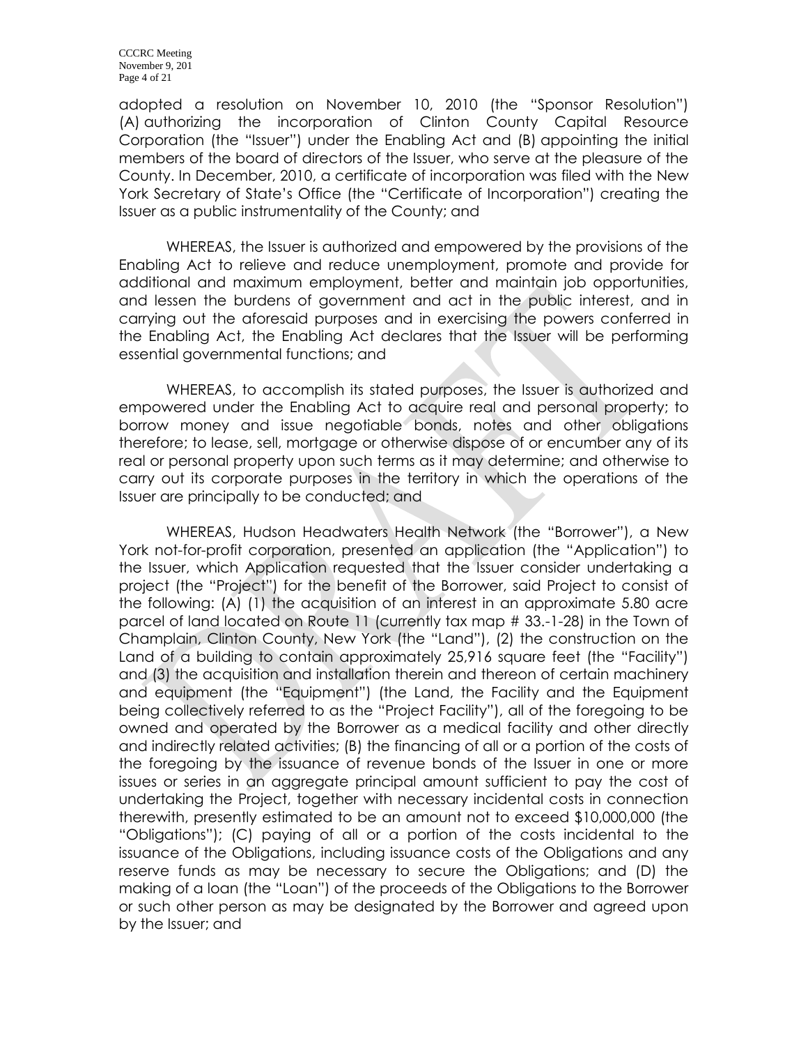adopted a resolution on November 10, 2010 (the "Sponsor Resolution") (A) authorizing the incorporation of Clinton County Capital Resource Corporation (the "Issuer") under the Enabling Act and (B) appointing the initial members of the board of directors of the Issuer, who serve at the pleasure of the County. In December, 2010, a certificate of incorporation was filed with the New York Secretary of State's Office (the "Certificate of Incorporation") creating the Issuer as a public instrumentality of the County; and

WHEREAS, the Issuer is authorized and empowered by the provisions of the Enabling Act to relieve and reduce unemployment, promote and provide for additional and maximum employment, better and maintain job opportunities, and lessen the burdens of government and act in the public interest, and in carrying out the aforesaid purposes and in exercising the powers conferred in the Enabling Act, the Enabling Act declares that the Issuer will be performing essential governmental functions; and

WHEREAS, to accomplish its stated purposes, the Issuer is authorized and empowered under the Enabling Act to acquire real and personal property; to borrow money and issue negotiable bonds, notes and other obligations therefore; to lease, sell, mortgage or otherwise dispose of or encumber any of its real or personal property upon such terms as it may determine; and otherwise to carry out its corporate purposes in the territory in which the operations of the Issuer are principally to be conducted; and

WHEREAS, Hudson Headwaters Health Network (the "Borrower"), a New York not-for-profit corporation, presented an application (the "Application") to the Issuer, which Application requested that the Issuer consider undertaking a project (the "Project") for the benefit of the Borrower, said Project to consist of the following: (A) (1) the acquisition of an interest in an approximate 5.80 acre parcel of land located on Route 11 (currently tax map # 33.-1-28) in the Town of Champlain, Clinton County, New York (the "Land"), (2) the construction on the Land of a building to contain approximately 25,916 square feet (the "Facility") and (3) the acquisition and installation therein and thereon of certain machinery and equipment (the "Equipment") (the Land, the Facility and the Equipment being collectively referred to as the "Project Facility"), all of the foregoing to be owned and operated by the Borrower as a medical facility and other directly and indirectly related activities; (B) the financing of all or a portion of the costs of the foregoing by the issuance of revenue bonds of the Issuer in one or more issues or series in an aggregate principal amount sufficient to pay the cost of undertaking the Project, together with necessary incidental costs in connection therewith, presently estimated to be an amount not to exceed $10,000,000 (the "Obligations"); (C) paying of all or a portion of the costs incidental to the issuance of the Obligations, including issuance costs of the Obligations and any reserve funds as may be necessary to secure the Obligations; and (D) the making of a loan (the "Loan") of the proceeds of the Obligations to the Borrower or such other person as may be designated by the Borrower and agreed upon by the Issuer; and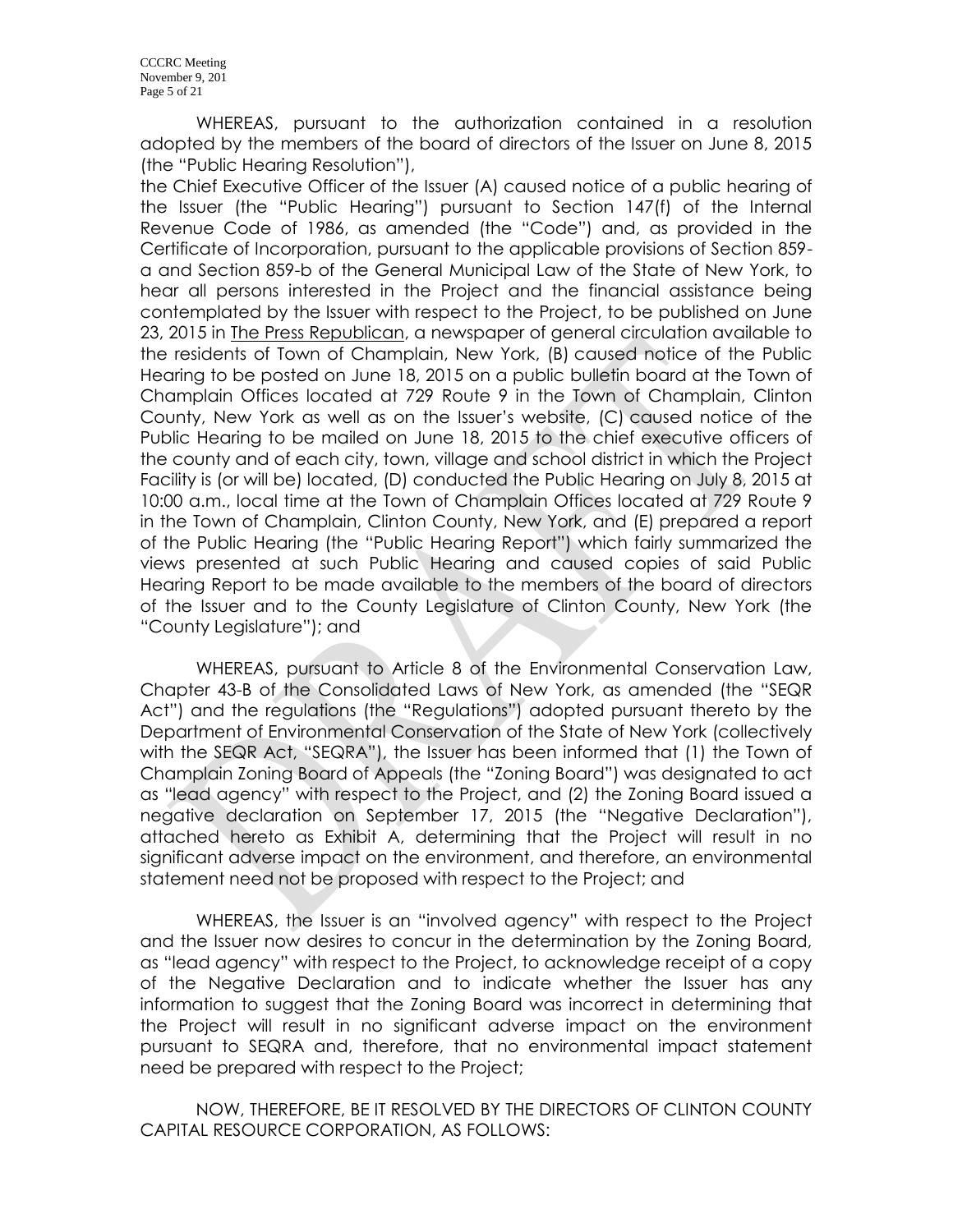WHEREAS, pursuant to the authorization contained in a resolution adopted by the members of the board of directors of the Issuer on June 8, 2015 (the "Public Hearing Resolution"),

the Chief Executive Officer of the Issuer (A) caused notice of a public hearing of the Issuer (the "Public Hearing") pursuant to Section 147(f) of the Internal Revenue Code of 1986, as amended (the "Code") and, as provided in the Certificate of Incorporation, pursuant to the applicable provisions of Section 859-a and Section 859-b of the General Municipal Law of the State of New York, to hear all persons interested in the Project and the financial assistance being contemplated by the Issuer with respect to the Project, to be published on June 23, 2015 in The Press Republican, a newspaper of general circulation available to the residents of Town of Champlain, New York, (B) caused notice of the Public Hearing to be posted on June 18, 2015 on a public bulletin board at the Town of Champlain Offices located at 729 Route 9 in the Town of Champlain, Clinton County, New York as well as on the Issuer's website, (C) caused notice of the Public Hearing to be mailed on June 18, 2015 to the chief executive officers of the county and of each city, town, village and school district in which the Project Facility is (or will be) located, (D) conducted the Public Hearing on July 8, 2015 at 10:00 a.m., local time at the Town of Champlain Offices located at 729 Route 9 in the Town of Champlain, Clinton County, New York, and (E) prepared a report of the Public Hearing (the "Public Hearing Report") which fairly summarized the views presented at such Public Hearing and caused copies of said Public Hearing Report to be made available to the members of the board of directors of the Issuer and to the County Legislature of Clinton County, New York (the "County Legislature"); and

WHEREAS, pursuant to Article 8 of the Environmental Conservation Law, Chapter 43-B of the Consolidated Laws of New York, as amended (the "SEQR Act") and the regulations (the "Regulations") adopted pursuant thereto by the Department of Environmental Conservation of the State of New York (collectively with the SEQR Act, "SEQRA"), the Issuer has been informed that (1) the Town of Champlain Zoning Board of Appeals (the "Zoning Board") was designated to act as "lead agency" with respect to the Project, and (2) the Zoning Board issued a negative declaration on September 17, 2015 (the "Negative Declaration"), attached hereto as Exhibit A, determining that the Project will result in no significant adverse impact on the environment, and therefore, an environmental statement need not be proposed with respect to the Project; and

WHEREAS, the Issuer is an "involved agency" with respect to the Project and the Issuer now desires to concur in the determination by the Zoning Board, as "lead agency" with respect to the Project, to acknowledge receipt of a copy of the Negative Declaration and to indicate whether the Issuer has any information to suggest that the Zoning Board was incorrect in determining that the Project will result in no significant adverse impact on the environment pursuant to SEQRA and, therefore, that no environmental impact statement need be prepared with respect to the Project;

NOW, THEREFORE, BE IT RESOLVED BY THE DIRECTORS OF CLINTON COUNTY CAPITAL RESOURCE CORPORATION, AS FOLLOWS: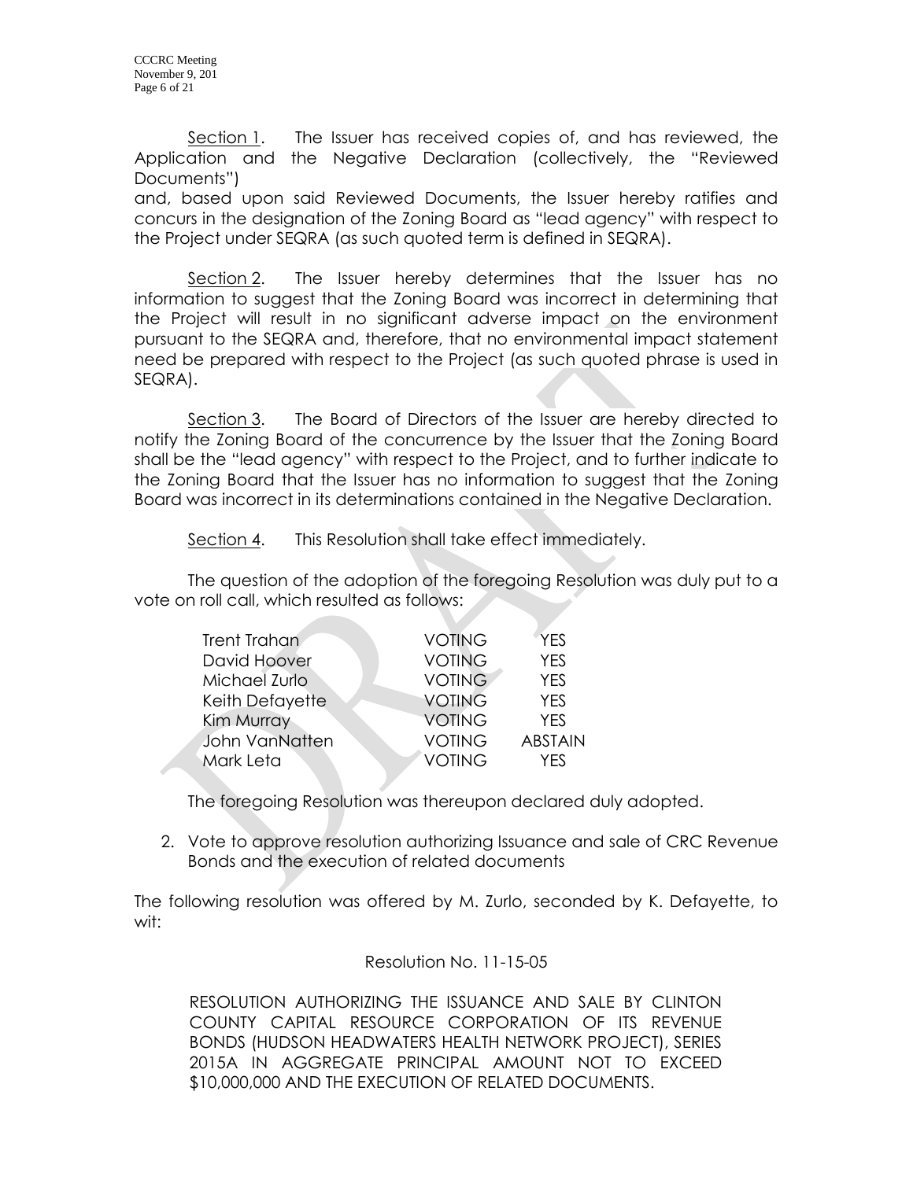Section 1. The Issuer has received copies of, and has reviewed, the Application and the Negative Declaration (collectively, the "Reviewed Documents")
and, based upon said Reviewed Documents, the Issuer hereby ratifies and concurs in the designation of the Zoning Board as "lead agency" with respect to the Project under SEQRA (as such quoted term is defined in SEQRA).

Section 2. The Issuer hereby determines that the Issuer has no information to suggest that the Zoning Board was incorrect in determining that the Project will result in no significant adverse impact on the environment pursuant to the SEQRA and, therefore, that no environmental impact statement need be prepared with respect to the Project (as such quoted phrase is used in SEQRA).

Section 3. The Board of Directors of the Issuer are hereby directed to notify the Zoning Board of the concurrence by the Issuer that the Zoning Board shall be the "lead agency" with respect to the Project, and to further indicate to the Zoning Board that the Issuer has no information to suggest that the Zoning Board was incorrect in its determinations contained in the Negative Declaration.

Section 4. This Resolution shall take effect immediately.

The question of the adoption of the foregoing Resolution was duly put to a vote on roll call, which resulted as follows:

| | | |
|---|---|---|
| Trent Trahan | VOTING | YES |
| David Hoover | VOTING | YES |
| Michael Zurlo | VOTING | YES |
| Keith Defayette | VOTING | YES |
| Kim Murray | VOTING | YES |
| John VanNatten | VOTING | ABSTAIN |
| Mark Leta | VOTING | YES |

The foregoing Resolution was thereupon declared duly adopted.

2. Vote to approve resolution authorizing Issuance and sale of CRC Revenue Bonds and the execution of related documents

The following resolution was offered by M. Zurlo, seconded by K. Defayette, to wit:

Resolution No. 11-15-05

RESOLUTION AUTHORIZING THE ISSUANCE AND SALE BY CLINTON COUNTY CAPITAL RESOURCE CORPORATION OF ITS REVENUE BONDS (HUDSON HEADWATERS HEALTH NETWORK PROJECT), SERIES 2015A IN AGGREGATE PRINCIPAL AMOUNT NOT TO EXCEED $10,000,000 AND THE EXECUTION OF RELATED DOCUMENTS.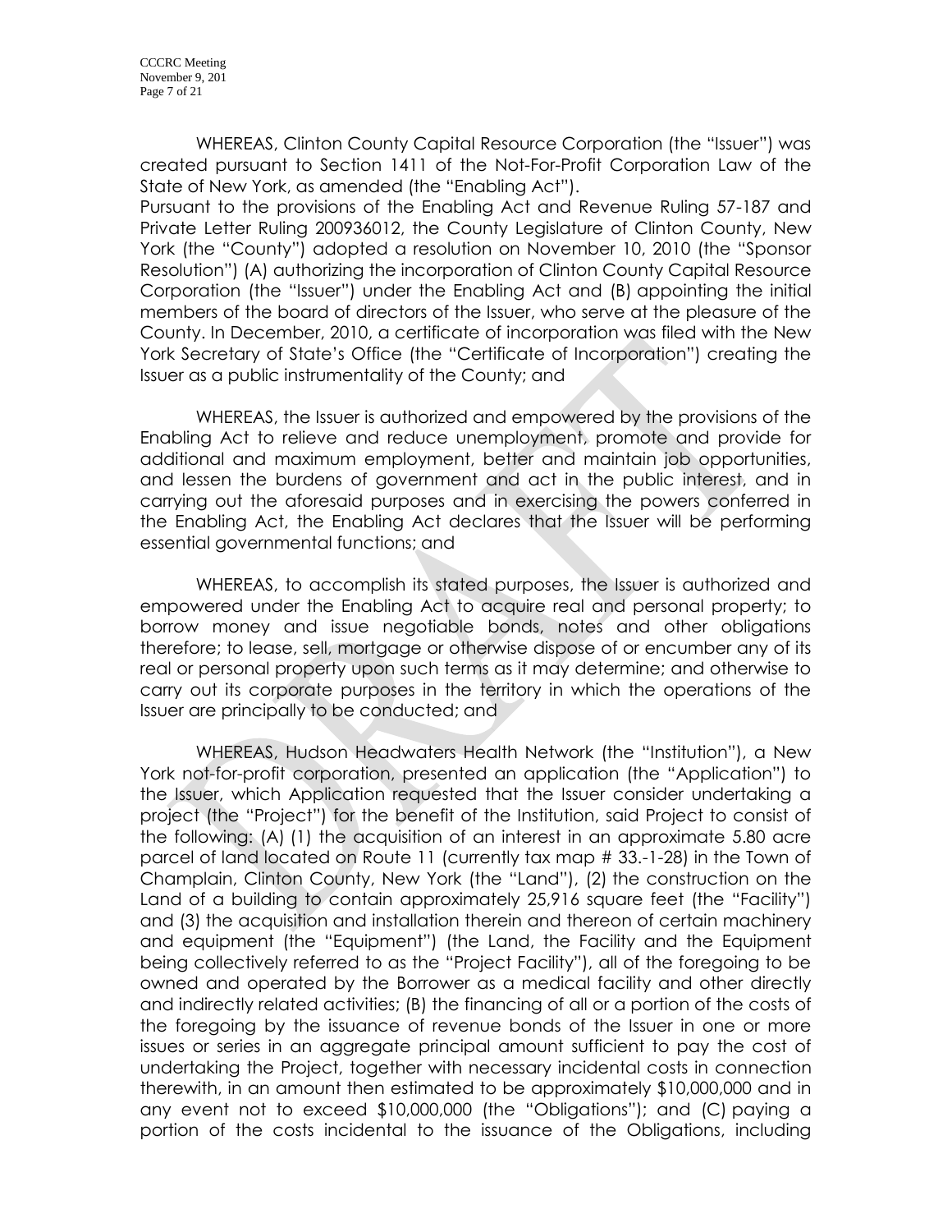WHEREAS, Clinton County Capital Resource Corporation (the "Issuer") was created pursuant to Section 1411 of the Not-For-Profit Corporation Law of the State of New York, as amended (the "Enabling Act").
Pursuant to the provisions of the Enabling Act and Revenue Ruling 57-187 and Private Letter Ruling 200936012, the County Legislature of Clinton County, New York (the "County") adopted a resolution on November 10, 2010 (the "Sponsor Resolution") (A) authorizing the incorporation of Clinton County Capital Resource Corporation (the "Issuer") under the Enabling Act and (B) appointing the initial members of the board of directors of the Issuer, who serve at the pleasure of the County. In December, 2010, a certificate of incorporation was filed with the New York Secretary of State's Office (the "Certificate of Incorporation") creating the Issuer as a public instrumentality of the County; and

WHEREAS, the Issuer is authorized and empowered by the provisions of the Enabling Act to relieve and reduce unemployment, promote and provide for additional and maximum employment, better and maintain job opportunities, and lessen the burdens of government and act in the public interest, and in carrying out the aforesaid purposes and in exercising the powers conferred in the Enabling Act, the Enabling Act declares that the Issuer will be performing essential governmental functions; and

WHEREAS, to accomplish its stated purposes, the Issuer is authorized and empowered under the Enabling Act to acquire real and personal property; to borrow money and issue negotiable bonds, notes and other obligations therefore; to lease, sell, mortgage or otherwise dispose of or encumber any of its real or personal property upon such terms as it may determine; and otherwise to carry out its corporate purposes in the territory in which the operations of the Issuer are principally to be conducted; and

WHEREAS, Hudson Headwaters Health Network (the "Institution"), a New York not-for-profit corporation, presented an application (the "Application") to the Issuer, which Application requested that the Issuer consider undertaking a project (the "Project") for the benefit of the Institution, said Project to consist of the following: (A) (1) the acquisition of an interest in an approximate 5.80 acre parcel of land located on Route 11 (currently tax map # 33.-1-28) in the Town of Champlain, Clinton County, New York (the "Land"), (2) the construction on the Land of a building to contain approximately 25,916 square feet (the "Facility") and (3) the acquisition and installation therein and thereon of certain machinery and equipment (the "Equipment") (the Land, the Facility and the Equipment being collectively referred to as the "Project Facility"), all of the foregoing to be owned and operated by the Borrower as a medical facility and other directly and indirectly related activities; (B) the financing of all or a portion of the costs of the foregoing by the issuance of revenue bonds of the Issuer in one or more issues or series in an aggregate principal amount sufficient to pay the cost of undertaking the Project, together with necessary incidental costs in connection therewith, in an amount then estimated to be approximately $10,000,000 and in any event not to exceed $10,000,000 (the "Obligations"); and (C) paying a portion of the costs incidental to the issuance of the Obligations, including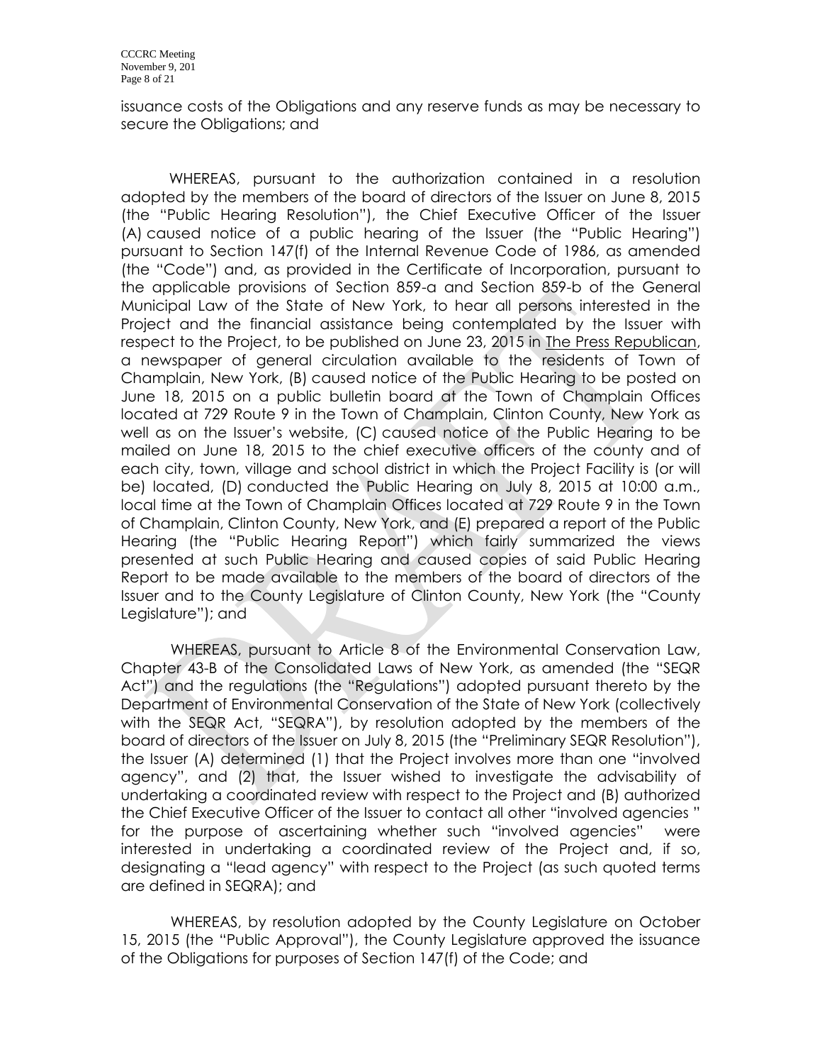issuance costs of the Obligations and any reserve funds as may be necessary to secure the Obligations; and

WHEREAS, pursuant to the authorization contained in a resolution adopted by the members of the board of directors of the Issuer on June 8, 2015 (the "Public Hearing Resolution"), the Chief Executive Officer of the Issuer (A) caused notice of a public hearing of the Issuer (the "Public Hearing") pursuant to Section 147(f) of the Internal Revenue Code of 1986, as amended (the "Code") and, as provided in the Certificate of Incorporation, pursuant to the applicable provisions of Section 859-a and Section 859-b of the General Municipal Law of the State of New York, to hear all persons interested in the Project and the financial assistance being contemplated by the Issuer with respect to the Project, to be published on June 23, 2015 in The Press Republican, a newspaper of general circulation available to the residents of Town of Champlain, New York, (B) caused notice of the Public Hearing to be posted on June 18, 2015 on a public bulletin board at the Town of Champlain Offices located at 729 Route 9 in the Town of Champlain, Clinton County, New York as well as on the Issuer's website, (C) caused notice of the Public Hearing to be mailed on June 18, 2015 to the chief executive officers of the county and of each city, town, village and school district in which the Project Facility is (or will be) located, (D) conducted the Public Hearing on July 8, 2015 at 10:00 a.m., local time at the Town of Champlain Offices located at 729 Route 9 in the Town of Champlain, Clinton County, New York, and (E) prepared a report of the Public Hearing (the "Public Hearing Report") which fairly summarized the views presented at such Public Hearing and caused copies of said Public Hearing Report to be made available to the members of the board of directors of the Issuer and to the County Legislature of Clinton County, New York (the "County Legislature"); and

WHEREAS, pursuant to Article 8 of the Environmental Conservation Law, Chapter 43-B of the Consolidated Laws of New York, as amended (the "SEQR Act") and the regulations (the "Regulations") adopted pursuant thereto by the Department of Environmental Conservation of the State of New York (collectively with the SEQR Act, "SEQRA"), by resolution adopted by the members of the board of directors of the Issuer on July 8, 2015 (the "Preliminary SEQR Resolution"), the Issuer (A) determined (1) that the Project involves more than one "involved agency", and (2) that, the Issuer wished to investigate the advisability of undertaking a coordinated review with respect to the Project and (B) authorized the Chief Executive Officer of the Issuer to contact all other "involved agencies " for the purpose of ascertaining whether such "involved agencies" were interested in undertaking a coordinated review of the Project and, if so, designating a "lead agency" with respect to the Project (as such quoted terms are defined in SEQRA); and

WHEREAS, by resolution adopted by the County Legislature on October 15, 2015 (the "Public Approval"), the County Legislature approved the issuance of the Obligations for purposes of Section 147(f) of the Code; and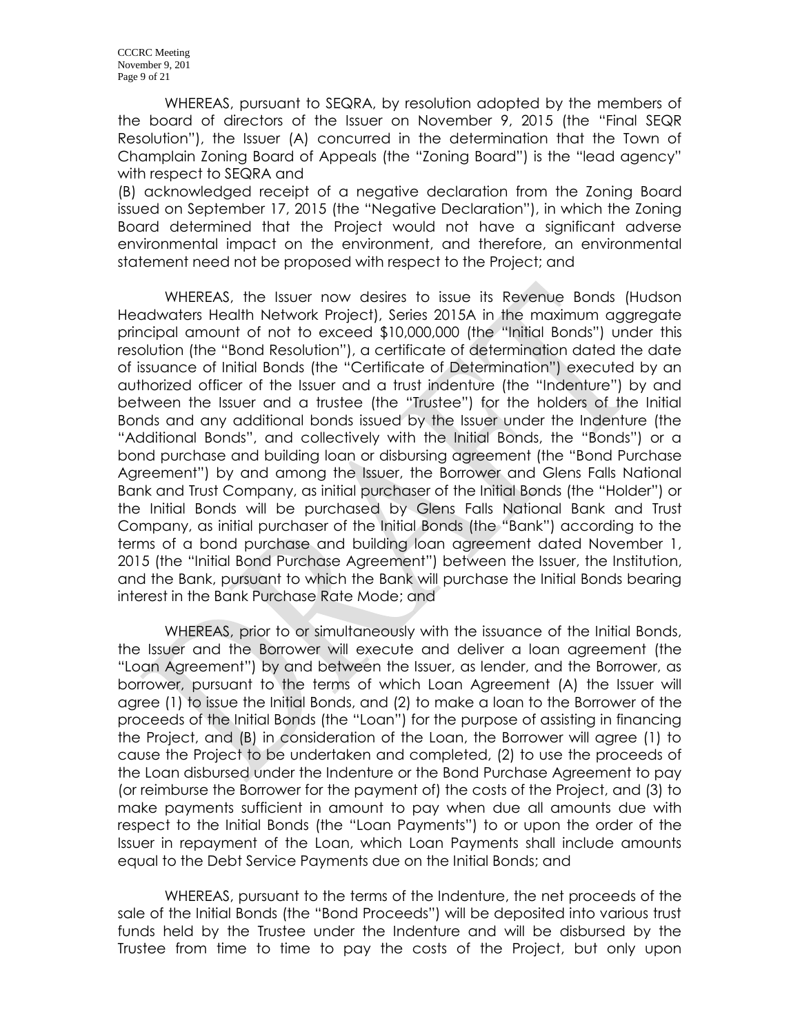WHEREAS, pursuant to SEQRA, by resolution adopted by the members of the board of directors of the Issuer on November 9, 2015 (the "Final SEQR Resolution"), the Issuer (A) concurred in the determination that the Town of Champlain Zoning Board of Appeals (the "Zoning Board") is the "lead agency" with respect to SEQRA and
(B) acknowledged receipt of a negative declaration from the Zoning Board issued on September 17, 2015 (the "Negative Declaration"), in which the Zoning Board determined that the Project would not have a significant adverse environmental impact on the environment, and therefore, an environmental statement need not be proposed with respect to the Project; and

WHEREAS, the Issuer now desires to issue its Revenue Bonds (Hudson Headwaters Health Network Project), Series 2015A in the maximum aggregate principal amount of not to exceed $10,000,000 (the "Initial Bonds") under this resolution (the "Bond Resolution"), a certificate of determination dated the date of issuance of Initial Bonds (the "Certificate of Determination") executed by an authorized officer of the Issuer and a trust indenture (the "Indenture") by and between the Issuer and a trustee (the "Trustee") for the holders of the Initial Bonds and any additional bonds issued by the Issuer under the Indenture (the "Additional Bonds", and collectively with the Initial Bonds, the "Bonds") or a bond purchase and building loan or disbursing agreement (the "Bond Purchase Agreement") by and among the Issuer, the Borrower and Glens Falls National Bank and Trust Company, as initial purchaser of the Initial Bonds (the "Holder") or the Initial Bonds will be purchased by Glens Falls National Bank and Trust Company, as initial purchaser of the Initial Bonds (the "Bank") according to the terms of a bond purchase and building loan agreement dated November 1, 2015 (the "Initial Bond Purchase Agreement") between the Issuer, the Institution, and the Bank, pursuant to which the Bank will purchase the Initial Bonds bearing interest in the Bank Purchase Rate Mode; and

WHEREAS, prior to or simultaneously with the issuance of the Initial Bonds, the Issuer and the Borrower will execute and deliver a loan agreement (the "Loan Agreement") by and between the Issuer, as lender, and the Borrower, as borrower, pursuant to the terms of which Loan Agreement (A) the Issuer will agree (1) to issue the Initial Bonds, and (2) to make a loan to the Borrower of the proceeds of the Initial Bonds (the "Loan") for the purpose of assisting in financing the Project, and (B) in consideration of the Loan, the Borrower will agree (1) to cause the Project to be undertaken and completed, (2) to use the proceeds of the Loan disbursed under the Indenture or the Bond Purchase Agreement to pay (or reimburse the Borrower for the payment of) the costs of the Project, and (3) to make payments sufficient in amount to pay when due all amounts due with respect to the Initial Bonds (the "Loan Payments") to or upon the order of the Issuer in repayment of the Loan, which Loan Payments shall include amounts equal to the Debt Service Payments due on the Initial Bonds; and

WHEREAS, pursuant to the terms of the Indenture, the net proceeds of the sale of the Initial Bonds (the "Bond Proceeds") will be deposited into various trust funds held by the Trustee under the Indenture and will be disbursed by the Trustee from time to time to pay the costs of the Project, but only upon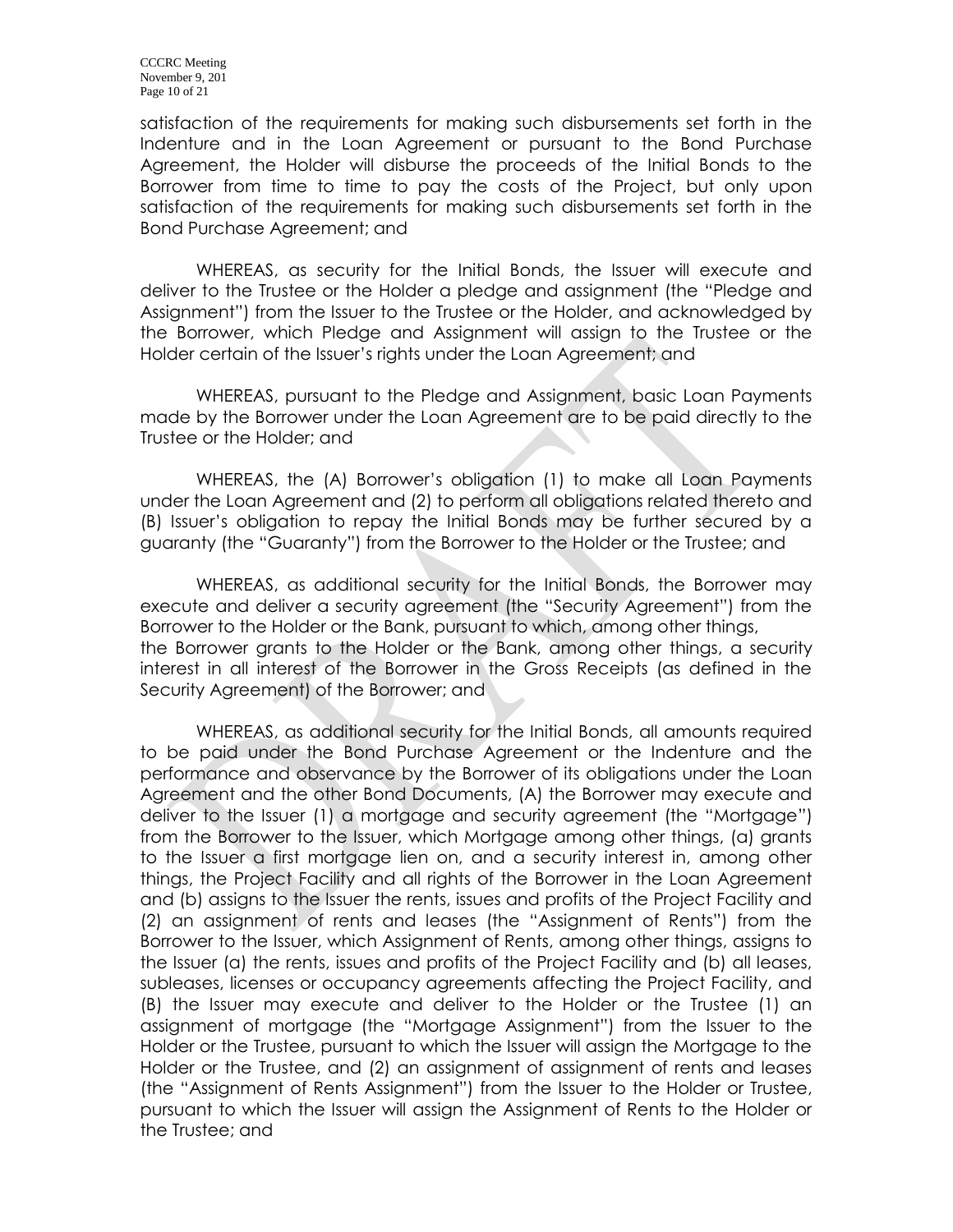satisfaction of the requirements for making such disbursements set forth in the Indenture and in the Loan Agreement or pursuant to the Bond Purchase Agreement, the Holder will disburse the proceeds of the Initial Bonds to the Borrower from time to time to pay the costs of the Project, but only upon satisfaction of the requirements for making such disbursements set forth in the Bond Purchase Agreement; and

WHEREAS, as security for the Initial Bonds, the Issuer will execute and deliver to the Trustee or the Holder a pledge and assignment (the "Pledge and Assignment") from the Issuer to the Trustee or the Holder, and acknowledged by the Borrower, which Pledge and Assignment will assign to the Trustee or the Holder certain of the Issuer's rights under the Loan Agreement; and

WHEREAS, pursuant to the Pledge and Assignment, basic Loan Payments made by the Borrower under the Loan Agreement are to be paid directly to the Trustee or the Holder; and

WHEREAS, the (A) Borrower's obligation (1) to make all Loan Payments under the Loan Agreement and (2) to perform all obligations related thereto and (B) Issuer's obligation to repay the Initial Bonds may be further secured by a guaranty (the "Guaranty") from the Borrower to the Holder or the Trustee; and

WHEREAS, as additional security for the Initial Bonds, the Borrower may execute and deliver a security agreement (the "Security Agreement") from the Borrower to the Holder or the Bank, pursuant to which, among other things, the Borrower grants to the Holder or the Bank, among other things, a security interest in all interest of the Borrower in the Gross Receipts (as defined in the Security Agreement) of the Borrower; and

WHEREAS, as additional security for the Initial Bonds, all amounts required to be paid under the Bond Purchase Agreement or the Indenture and the performance and observance by the Borrower of its obligations under the Loan Agreement and the other Bond Documents, (A) the Borrower may execute and deliver to the Issuer (1) a mortgage and security agreement (the "Mortgage") from the Borrower to the Issuer, which Mortgage among other things, (a) grants to the Issuer a first mortgage lien on, and a security interest in, among other things, the Project Facility and all rights of the Borrower in the Loan Agreement and (b) assigns to the Issuer the rents, issues and profits of the Project Facility and (2) an assignment of rents and leases (the "Assignment of Rents") from the Borrower to the Issuer, which Assignment of Rents, among other things, assigns to the Issuer (a) the rents, issues and profits of the Project Facility and (b) all leases, subleases, licenses or occupancy agreements affecting the Project Facility, and (B) the Issuer may execute and deliver to the Holder or the Trustee (1) an assignment of mortgage (the "Mortgage Assignment") from the Issuer to the Holder or the Trustee, pursuant to which the Issuer will assign the Mortgage to the Holder or the Trustee, and (2) an assignment of assignment of rents and leases (the "Assignment of Rents Assignment") from the Issuer to the Holder or Trustee, pursuant to which the Issuer will assign the Assignment of Rents to the Holder or the Trustee; and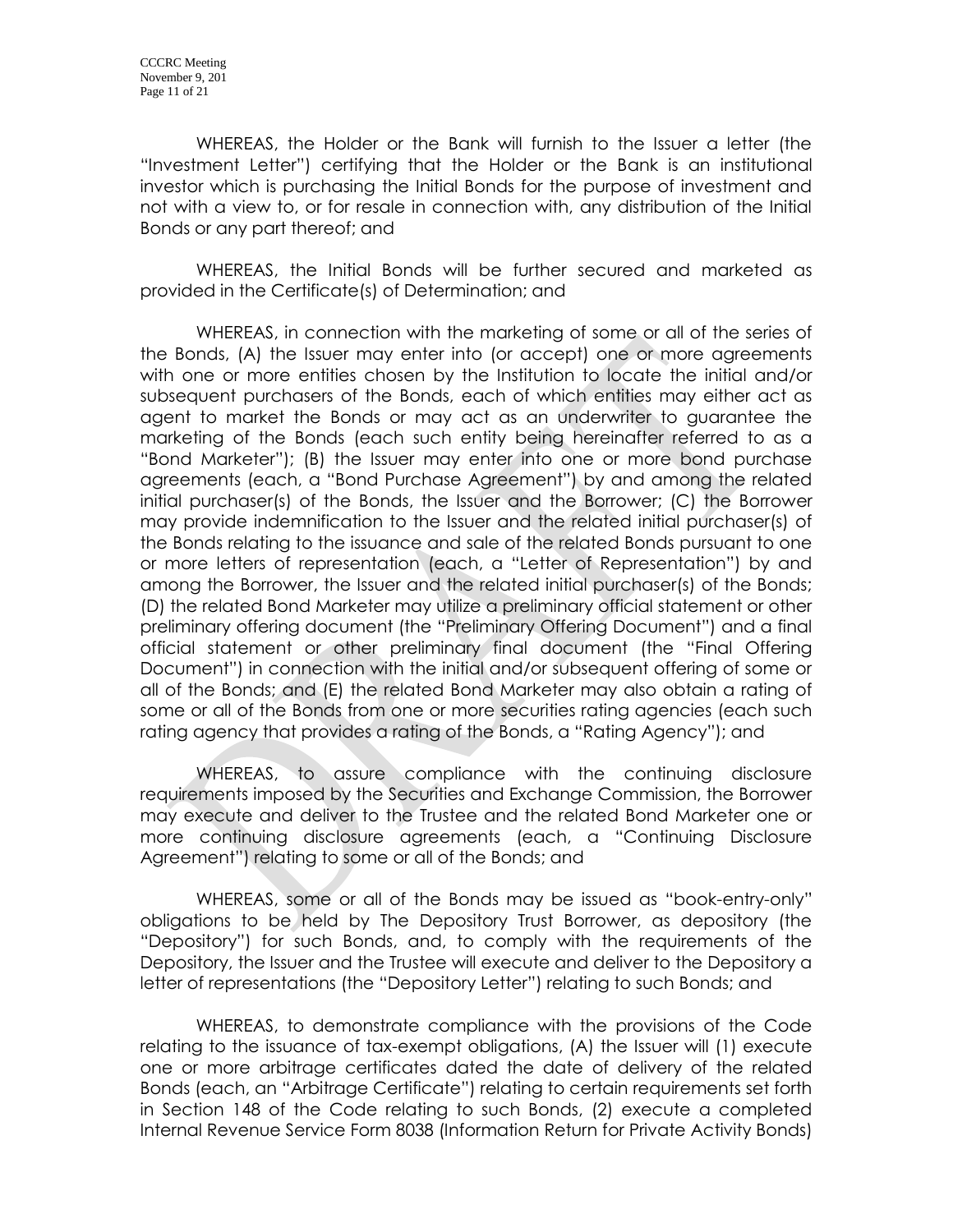WHEREAS, the Holder or the Bank will furnish to the Issuer a letter (the "Investment Letter") certifying that the Holder or the Bank is an institutional investor which is purchasing the Initial Bonds for the purpose of investment and not with a view to, or for resale in connection with, any distribution of the Initial Bonds or any part thereof; and

WHEREAS, the Initial Bonds will be further secured and marketed as provided in the Certificate(s) of Determination; and

WHEREAS, in connection with the marketing of some or all of the series of the Bonds, (A) the Issuer may enter into (or accept) one or more agreements with one or more entities chosen by the Institution to locate the initial and/or subsequent purchasers of the Bonds, each of which entities may either act as agent to market the Bonds or may act as an underwriter to guarantee the marketing of the Bonds (each such entity being hereinafter referred to as a "Bond Marketer"); (B) the Issuer may enter into one or more bond purchase agreements (each, a "Bond Purchase Agreement") by and among the related initial purchaser(s) of the Bonds, the Issuer and the Borrower; (C) the Borrower may provide indemnification to the Issuer and the related initial purchaser(s) of the Bonds relating to the issuance and sale of the related Bonds pursuant to one or more letters of representation (each, a "Letter of Representation") by and among the Borrower, the Issuer and the related initial purchaser(s) of the Bonds; (D) the related Bond Marketer may utilize a preliminary official statement or other preliminary offering document (the "Preliminary Offering Document") and a final official statement or other preliminary final document (the "Final Offering Document") in connection with the initial and/or subsequent offering of some or all of the Bonds; and (E) the related Bond Marketer may also obtain a rating of some or all of the Bonds from one or more securities rating agencies (each such rating agency that provides a rating of the Bonds, a "Rating Agency"); and

WHEREAS, to assure compliance with the continuing disclosure requirements imposed by the Securities and Exchange Commission, the Borrower may execute and deliver to the Trustee and the related Bond Marketer one or more continuing disclosure agreements (each, a "Continuing Disclosure Agreement") relating to some or all of the Bonds; and

WHEREAS, some or all of the Bonds may be issued as "book-entry-only" obligations to be held by The Depository Trust Borrower, as depository (the "Depository") for such Bonds, and, to comply with the requirements of the Depository, the Issuer and the Trustee will execute and deliver to the Depository a letter of representations (the "Depository Letter") relating to such Bonds; and

WHEREAS, to demonstrate compliance with the provisions of the Code relating to the issuance of tax-exempt obligations, (A) the Issuer will (1) execute one or more arbitrage certificates dated the date of delivery of the related Bonds (each, an "Arbitrage Certificate") relating to certain requirements set forth in Section 148 of the Code relating to such Bonds, (2) execute a completed Internal Revenue Service Form 8038 (Information Return for Private Activity Bonds)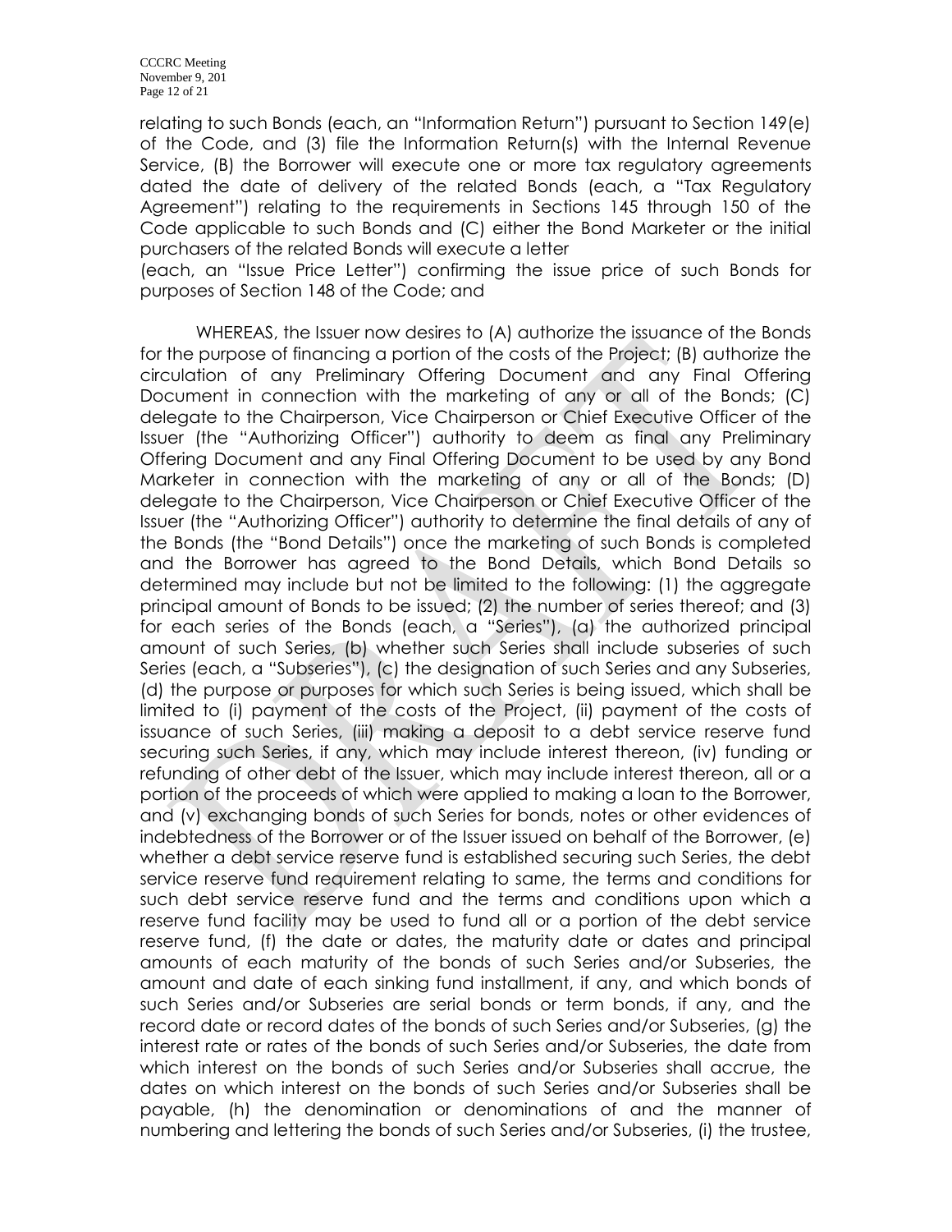relating to such Bonds (each, an "Information Return") pursuant to Section 149(e) of the Code, and (3) file the Information Return(s) with the Internal Revenue Service, (B) the Borrower will execute one or more tax regulatory agreements dated the date of delivery of the related Bonds (each, a "Tax Regulatory Agreement") relating to the requirements in Sections 145 through 150 of the Code applicable to such Bonds and (C) either the Bond Marketer or the initial purchasers of the related Bonds will execute a letter (each, an "Issue Price Letter") confirming the issue price of such Bonds for purposes of Section 148 of the Code; and

WHEREAS, the Issuer now desires to (A) authorize the issuance of the Bonds for the purpose of financing a portion of the costs of the Project; (B) authorize the circulation of any Preliminary Offering Document and any Final Offering Document in connection with the marketing of any or all of the Bonds; (C) delegate to the Chairperson, Vice Chairperson or Chief Executive Officer of the Issuer (the "Authorizing Officer") authority to deem as final any Preliminary Offering Document and any Final Offering Document to be used by any Bond Marketer in connection with the marketing of any or all of the Bonds; (D) delegate to the Chairperson, Vice Chairperson or Chief Executive Officer of the Issuer (the "Authorizing Officer") authority to determine the final details of any of the Bonds (the "Bond Details") once the marketing of such Bonds is completed and the Borrower has agreed to the Bond Details, which Bond Details so determined may include but not be limited to the following: (1) the aggregate principal amount of Bonds to be issued; (2) the number of series thereof; and (3) for each series of the Bonds (each, a "Series"), (a) the authorized principal amount of such Series, (b) whether such Series shall include subseries of such Series (each, a "Subseries"), (c) the designation of such Series and any Subseries, (d) the purpose or purposes for which such Series is being issued, which shall be limited to (i) payment of the costs of the Project, (ii) payment of the costs of issuance of such Series, (iii) making a deposit to a debt service reserve fund securing such Series, if any, which may include interest thereon, (iv) funding or refunding of other debt of the Issuer, which may include interest thereon, all or a portion of the proceeds of which were applied to making a loan to the Borrower, and (v) exchanging bonds of such Series for bonds, notes or other evidences of indebtedness of the Borrower or of the Issuer issued on behalf of the Borrower, (e) whether a debt service reserve fund is established securing such Series, the debt service reserve fund requirement relating to same, the terms and conditions for such debt service reserve fund and the terms and conditions upon which a reserve fund facility may be used to fund all or a portion of the debt service reserve fund, (f) the date or dates, the maturity date or dates and principal amounts of each maturity of the bonds of such Series and/or Subseries, the amount and date of each sinking fund installment, if any, and which bonds of such Series and/or Subseries are serial bonds or term bonds, if any, and the record date or record dates of the bonds of such Series and/or Subseries, (g) the interest rate or rates of the bonds of such Series and/or Subseries, the date from which interest on the bonds of such Series and/or Subseries shall accrue, the dates on which interest on the bonds of such Series and/or Subseries shall be payable, (h) the denomination or denominations of and the manner of numbering and lettering the bonds of such Series and/or Subseries, (i) the trustee,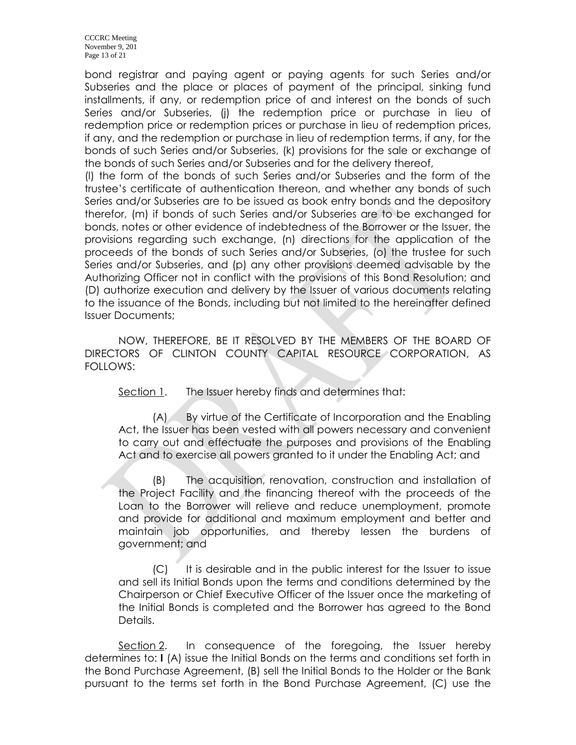bond registrar and paying agent or paying agents for such Series and/or Subseries and the place or places of payment of the principal, sinking fund installments, if any, or redemption price of and interest on the bonds of such Series and/or Subseries, (j) the redemption price or purchase in lieu of redemption price or redemption prices or purchase in lieu of redemption prices, if any, and the redemption or purchase in lieu of redemption terms, if any, for the bonds of such Series and/or Subseries, (k) provisions for the sale or exchange of the bonds of such Series and/or Subseries and for the delivery thereof,
(l) the form of the bonds of such Series and/or Subseries and the form of the trustee's certificate of authentication thereon, and whether any bonds of such Series and/or Subseries are to be issued as book entry bonds and the depository therefor, (m) if bonds of such Series and/or Subseries are to be exchanged for bonds, notes or other evidence of indebtedness of the Borrower or the Issuer, the provisions regarding such exchange, (n) directions for the application of the proceeds of the bonds of such Series and/or Subseries, (o) the trustee for such Series and/or Subseries, and (p) any other provisions deemed advisable by the Authorizing Officer not in conflict with the provisions of this Bond Resolution; and (D) authorize execution and delivery by the Issuer of various documents relating to the issuance of the Bonds, including but not limited to the hereinafter defined Issuer Documents;

NOW, THEREFORE, BE IT RESOLVED BY THE MEMBERS OF THE BOARD OF DIRECTORS OF CLINTON COUNTY CAPITAL RESOURCE CORPORATION, AS FOLLOWS:

Section 1. The Issuer hereby finds and determines that:

(A) By virtue of the Certificate of Incorporation and the Enabling Act, the Issuer has been vested with all powers necessary and convenient to carry out and effectuate the purposes and provisions of the Enabling Act and to exercise all powers granted to it under the Enabling Act; and

(B) The acquisition, renovation, construction and installation of the Project Facility and the financing thereof with the proceeds of the Loan to the Borrower will relieve and reduce unemployment, promote and provide for additional and maximum employment and better and maintain job opportunities, and thereby lessen the burdens of government; and

(C) It is desirable and in the public interest for the Issuer to issue and sell its Initial Bonds upon the terms and conditions determined by the Chairperson or Chief Executive Officer of the Issuer once the marketing of the Initial Bonds is completed and the Borrower has agreed to the Bond Details.

Section 2. In consequence of the foregoing, the Issuer hereby determines to: (A) issue the Initial Bonds on the terms and conditions set forth in the Bond Purchase Agreement, (B) sell the Initial Bonds to the Holder or the Bank pursuant to the terms set forth in the Bond Purchase Agreement, (C) use the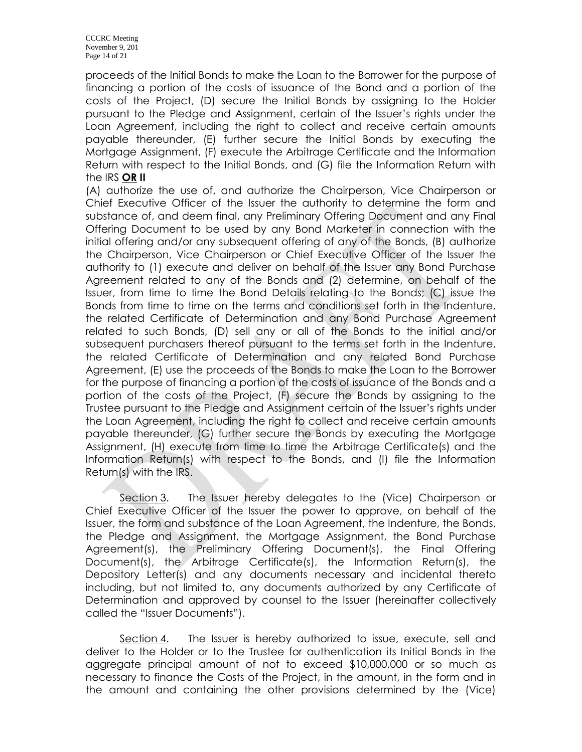proceeds of the Initial Bonds to make the Loan to the Borrower for the purpose of financing a portion of the costs of issuance of the Bond and a portion of the costs of the Project, (D) secure the Initial Bonds by assigning to the Holder pursuant to the Pledge and Assignment, certain of the Issuer's rights under the Loan Agreement, including the right to collect and receive certain amounts payable thereunder, (E) further secure the Initial Bonds by executing the Mortgage Assignment, (F) execute the Arbitrage Certificate and the Information Return with respect to the Initial Bonds, and (G) file the Information Return with the IRS **OR II**

(A) authorize the use of, and authorize the Chairperson, Vice Chairperson or Chief Executive Officer of the Issuer the authority to determine the form and substance of, and deem final, any Preliminary Offering Document and any Final Offering Document to be used by any Bond Marketer in connection with the initial offering and/or any subsequent offering of any of the Bonds, (B) authorize the Chairperson, Vice Chairperson or Chief Executive Officer of the Issuer the authority to (1) execute and deliver on behalf of the Issuer any Bond Purchase Agreement related to any of the Bonds and (2) determine, on behalf of the Issuer, from time to time the Bond Details relating to the Bonds; (C) issue the Bonds from time to time on the terms and conditions set forth in the Indenture, the related Certificate of Determination and any Bond Purchase Agreement related to such Bonds, (D) sell any or all of the Bonds to the initial and/or subsequent purchasers thereof pursuant to the terms set forth in the Indenture, the related Certificate of Determination and any related Bond Purchase Agreement, (E) use the proceeds of the Bonds to make the Loan to the Borrower for the purpose of financing a portion of the costs of issuance of the Bonds and a portion of the costs of the Project, (F) secure the Bonds by assigning to the Trustee pursuant to the Pledge and Assignment certain of the Issuer's rights under the Loan Agreement, including the right to collect and receive certain amounts payable thereunder, (G) further secure the Bonds by executing the Mortgage Assignment, (H) execute from time to time the Arbitrage Certificate(s) and the Information Return(s) with respect to the Bonds, and (I) file the Information Return(s) with the IRS.

Section 3. The Issuer hereby delegates to the (Vice) Chairperson or Chief Executive Officer of the Issuer the power to approve, on behalf of the Issuer, the form and substance of the Loan Agreement, the Indenture, the Bonds, the Pledge and Assignment, the Mortgage Assignment, the Bond Purchase Agreement(s), the Preliminary Offering Document(s), the Final Offering Document(s), the Arbitrage Certificate(s), the Information Return(s), the Depository Letter(s) and any documents necessary and incidental thereto including, but not limited to, any documents authorized by any Certificate of Determination and approved by counsel to the Issuer (hereinafter collectively called the "Issuer Documents").

Section 4. The Issuer is hereby authorized to issue, execute, sell and deliver to the Holder or to the Trustee for authentication its Initial Bonds in the aggregate principal amount of not to exceed $10,000,000 or so much as necessary to finance the Costs of the Project, in the amount, in the form and in the amount and containing the other provisions determined by the (Vice)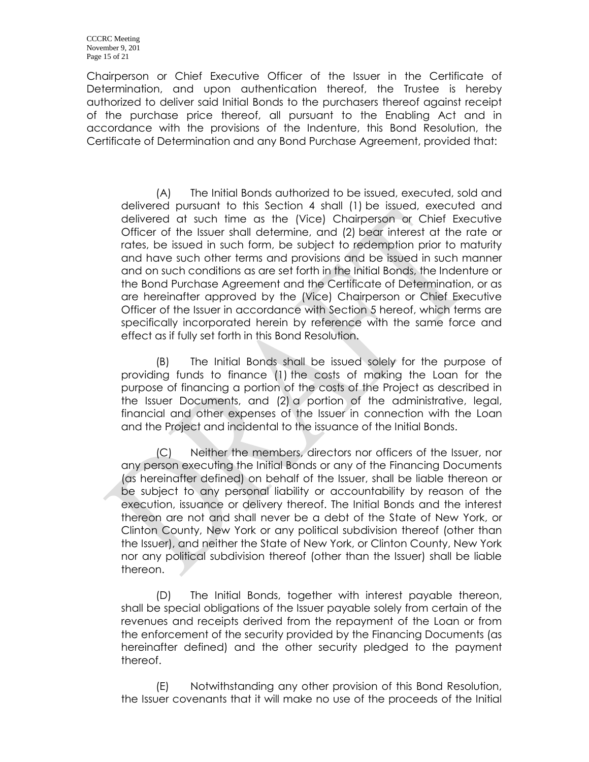Chairperson or Chief Executive Officer of the Issuer in the Certificate of Determination, and upon authentication thereof, the Trustee is hereby authorized to deliver said Initial Bonds to the purchasers thereof against receipt of the purchase price thereof, all pursuant to the Enabling Act and in accordance with the provisions of the Indenture, this Bond Resolution, the Certificate of Determination and any Bond Purchase Agreement, provided that:

(A) The Initial Bonds authorized to be issued, executed, sold and delivered pursuant to this Section 4 shall (1) be issued, executed and delivered at such time as the (Vice) Chairperson or Chief Executive Officer of the Issuer shall determine, and (2) bear interest at the rate or rates, be issued in such form, be subject to redemption prior to maturity and have such other terms and provisions and be issued in such manner and on such conditions as are set forth in the Initial Bonds, the Indenture or the Bond Purchase Agreement and the Certificate of Determination, or as are hereinafter approved by the (Vice) Chairperson or Chief Executive Officer of the Issuer in accordance with Section 5 hereof, which terms are specifically incorporated herein by reference with the same force and effect as if fully set forth in this Bond Resolution.

(B) The Initial Bonds shall be issued solely for the purpose of providing funds to finance (1) the costs of making the Loan for the purpose of financing a portion of the costs of the Project as described in the Issuer Documents, and (2) a portion of the administrative, legal, financial and other expenses of the Issuer in connection with the Loan and the Project and incidental to the issuance of the Initial Bonds.

(C) Neither the members, directors nor officers of the Issuer, nor any person executing the Initial Bonds or any of the Financing Documents (as hereinafter defined) on behalf of the Issuer, shall be liable thereon or be subject to any personal liability or accountability by reason of the execution, issuance or delivery thereof. The Initial Bonds and the interest thereon are not and shall never be a debt of the State of New York, or Clinton County, New York or any political subdivision thereof (other than the Issuer), and neither the State of New York, or Clinton County, New York nor any political subdivision thereof (other than the Issuer) shall be liable thereon.

(D) The Initial Bonds, together with interest payable thereon, shall be special obligations of the Issuer payable solely from certain of the revenues and receipts derived from the repayment of the Loan or from the enforcement of the security provided by the Financing Documents (as hereinafter defined) and the other security pledged to the payment thereof.

(E) Notwithstanding any other provision of this Bond Resolution, the Issuer covenants that it will make no use of the proceeds of the Initial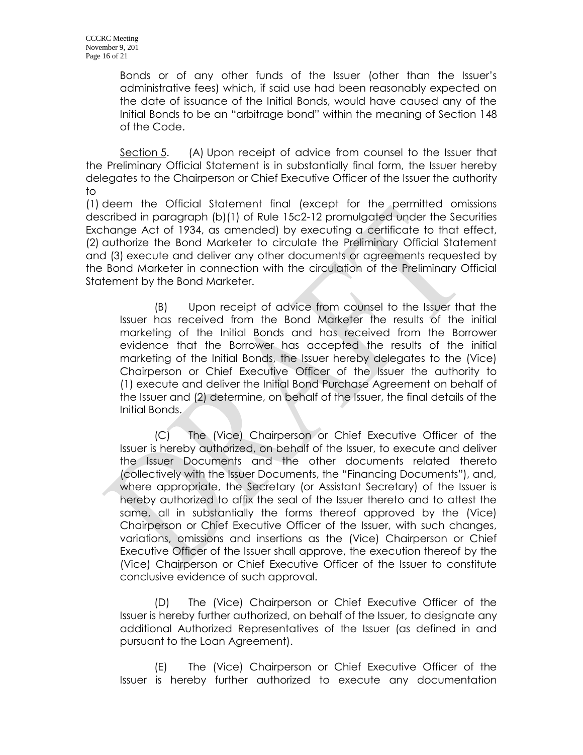Bonds or of any other funds of the Issuer (other than the Issuer's administrative fees) which, if said use had been reasonably expected on the date of issuance of the Initial Bonds, would have caused any of the Initial Bonds to be an "arbitrage bond" within the meaning of Section 148 of the Code.

Section 5. (A) Upon receipt of advice from counsel to the Issuer that the Preliminary Official Statement is in substantially final form, the Issuer hereby delegates to the Chairperson or Chief Executive Officer of the Issuer the authority to

(1) deem the Official Statement final (except for the permitted omissions described in paragraph (b)(1) of Rule 15c2-12 promulgated under the Securities Exchange Act of 1934, as amended) by executing a certificate to that effect, (2) authorize the Bond Marketer to circulate the Preliminary Official Statement and (3) execute and deliver any other documents or agreements requested by the Bond Marketer in connection with the circulation of the Preliminary Official Statement by the Bond Marketer.

(B) Upon receipt of advice from counsel to the Issuer that the Issuer has received from the Bond Marketer the results of the initial marketing of the Initial Bonds and has received from the Borrower evidence that the Borrower has accepted the results of the initial marketing of the Initial Bonds, the Issuer hereby delegates to the (Vice) Chairperson or Chief Executive Officer of the Issuer the authority to (1) execute and deliver the Initial Bond Purchase Agreement on behalf of the Issuer and (2) determine, on behalf of the Issuer, the final details of the Initial Bonds.

(C) The (Vice) Chairperson or Chief Executive Officer of the Issuer is hereby authorized, on behalf of the Issuer, to execute and deliver the Issuer Documents and the other documents related thereto (collectively with the Issuer Documents, the "Financing Documents"), and, where appropriate, the Secretary (or Assistant Secretary) of the Issuer is hereby authorized to affix the seal of the Issuer thereto and to attest the same, all in substantially the forms thereof approved by the (Vice) Chairperson or Chief Executive Officer of the Issuer, with such changes, variations, omissions and insertions as the (Vice) Chairperson or Chief Executive Officer of the Issuer shall approve, the execution thereof by the (Vice) Chairperson or Chief Executive Officer of the Issuer to constitute conclusive evidence of such approval.

(D) The (Vice) Chairperson or Chief Executive Officer of the Issuer is hereby further authorized, on behalf of the Issuer, to designate any additional Authorized Representatives of the Issuer (as defined in and pursuant to the Loan Agreement).

(E) The (Vice) Chairperson or Chief Executive Officer of the Issuer is hereby further authorized to execute any documentation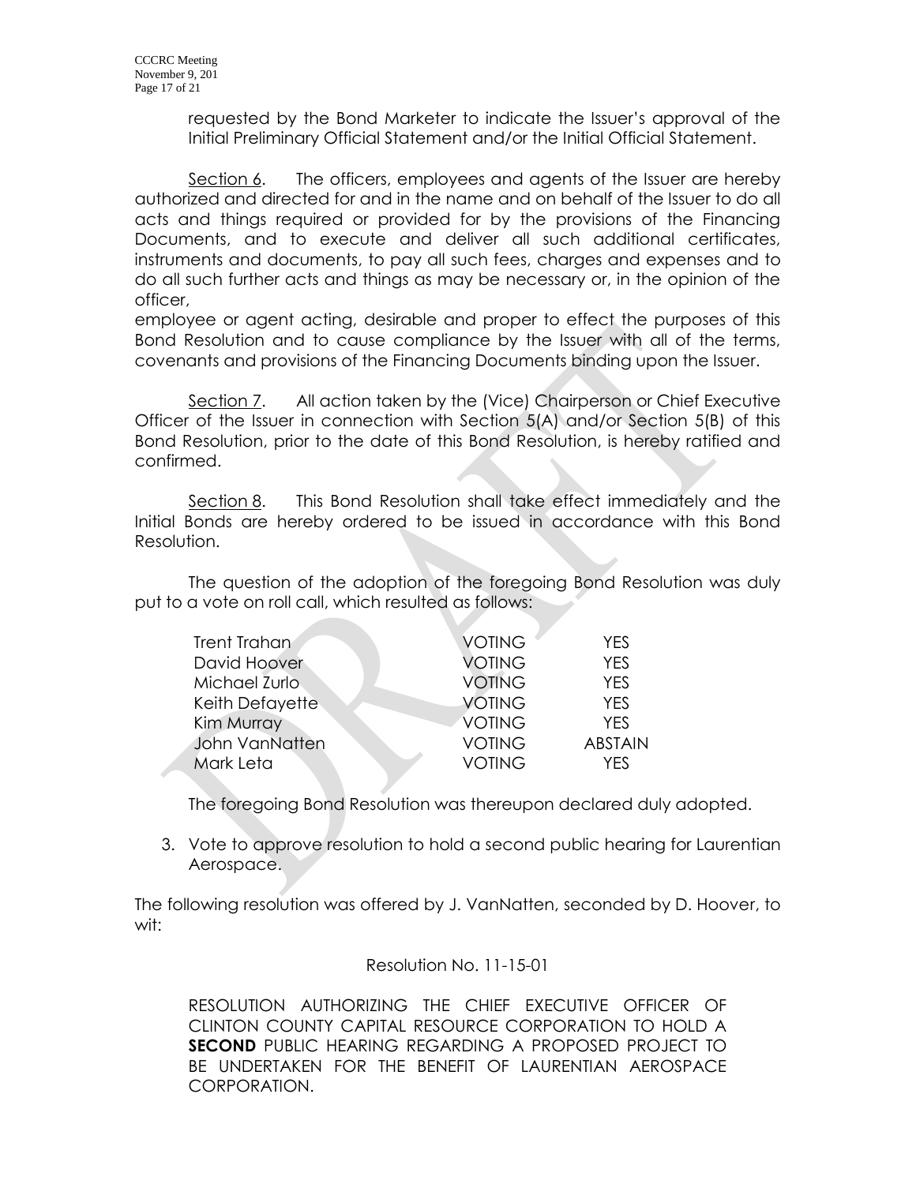requested by the Bond Marketer to indicate the Issuer's approval of the Initial Preliminary Official Statement and/or the Initial Official Statement.

Section 6. The officers, employees and agents of the Issuer are hereby authorized and directed for and in the name and on behalf of the Issuer to do all acts and things required or provided for by the provisions of the Financing Documents, and to execute and deliver all such additional certificates, instruments and documents, to pay all such fees, charges and expenses and to do all such further acts and things as may be necessary or, in the opinion of the officer, employee or agent acting, desirable and proper to effect the purposes of this Bond Resolution and to cause compliance by the Issuer with all of the terms, covenants and provisions of the Financing Documents binding upon the Issuer.

Section 7. All action taken by the (Vice) Chairperson or Chief Executive Officer of the Issuer in connection with Section 5(A) and/or Section 5(B) of this Bond Resolution, prior to the date of this Bond Resolution, is hereby ratified and confirmed.

Section 8. This Bond Resolution shall take effect immediately and the Initial Bonds are hereby ordered to be issued in accordance with this Bond Resolution.

The question of the adoption of the foregoing Bond Resolution was duly put to a vote on roll call, which resulted as follows:

| | | |
|---|---|---|
| Trent Trahan | VOTING | YES |
| David Hoover | VOTING | YES |
| Michael Zurlo | VOTING | YES |
| Keith Defayette | VOTING | YES |
| Kim Murray | VOTING | YES |
| John VanNatten | VOTING | ABSTAIN |
| Mark Leta | VOTING | YES |

The foregoing Bond Resolution was thereupon declared duly adopted.

3. Vote to approve resolution to hold a second public hearing for Laurentian Aerospace.

The following resolution was offered by J. VanNatten, seconded by D. Hoover, to wit:

Resolution No. 11-15-01

RESOLUTION AUTHORIZING THE CHIEF EXECUTIVE OFFICER OF CLINTON COUNTY CAPITAL RESOURCE CORPORATION TO HOLD A **SECOND** PUBLIC HEARING REGARDING A PROPOSED PROJECT TO BE UNDERTAKEN FOR THE BENEFIT OF LAURENTIAN AEROSPACE CORPORATION.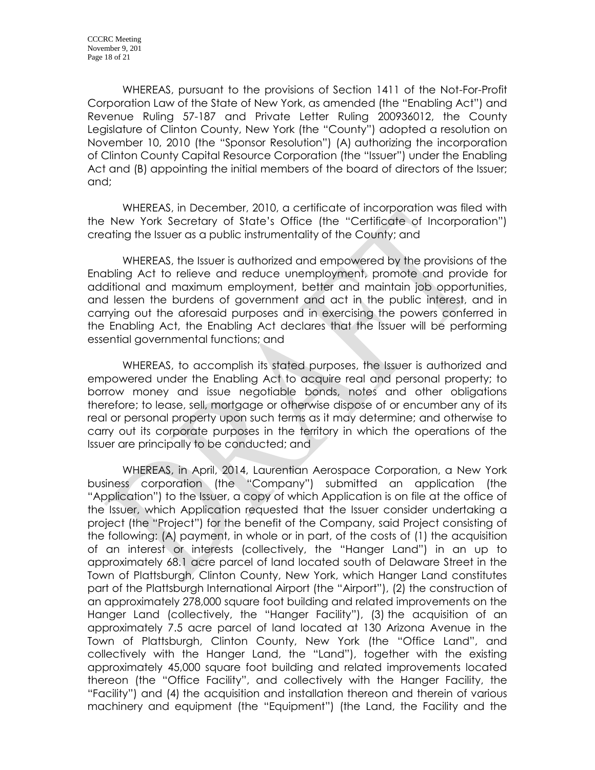WHEREAS, pursuant to the provisions of Section 1411 of the Not-For-Profit Corporation Law of the State of New York, as amended (the "Enabling Act") and Revenue Ruling 57-187 and Private Letter Ruling 200936012, the County Legislature of Clinton County, New York (the "County") adopted a resolution on November 10, 2010 (the "Sponsor Resolution") (A) authorizing the incorporation of Clinton County Capital Resource Corporation (the "Issuer") under the Enabling Act and (B) appointing the initial members of the board of directors of the Issuer; and;

WHEREAS, in December, 2010, a certificate of incorporation was filed with the New York Secretary of State's Office (the "Certificate of Incorporation") creating the Issuer as a public instrumentality of the County; and

WHEREAS, the Issuer is authorized and empowered by the provisions of the Enabling Act to relieve and reduce unemployment, promote and provide for additional and maximum employment, better and maintain job opportunities, and lessen the burdens of government and act in the public interest, and in carrying out the aforesaid purposes and in exercising the powers conferred in the Enabling Act, the Enabling Act declares that the Issuer will be performing essential governmental functions; and

WHEREAS, to accomplish its stated purposes, the Issuer is authorized and empowered under the Enabling Act to acquire real and personal property; to borrow money and issue negotiable bonds, notes and other obligations therefore; to lease, sell, mortgage or otherwise dispose of or encumber any of its real or personal property upon such terms as it may determine; and otherwise to carry out its corporate purposes in the territory in which the operations of the Issuer are principally to be conducted; and

WHEREAS, in April, 2014, Laurentian Aerospace Corporation, a New York business corporation (the "Company") submitted an application (the "Application") to the Issuer, a copy of which Application is on file at the office of the Issuer, which Application requested that the Issuer consider undertaking a project (the "Project") for the benefit of the Company, said Project consisting of the following: (A) payment, in whole or in part, of the costs of (1) the acquisition of an interest or interests (collectively, the "Hanger Land") in an up to approximately 68.1 acre parcel of land located south of Delaware Street in the Town of Plattsburgh, Clinton County, New York, which Hanger Land constitutes part of the Plattsburgh International Airport (the "Airport"), (2) the construction of an approximately 278,000 square foot building and related improvements on the Hanger Land (collectively, the "Hanger Facility"), (3) the acquisition of an approximately 7.5 acre parcel of land located at 130 Arizona Avenue in the Town of Plattsburgh, Clinton County, New York (the "Office Land", and collectively with the Hanger Land, the "Land"), together with the existing approximately 45,000 square foot building and related improvements located thereon (the "Office Facility", and collectively with the Hanger Facility, the "Facility") and (4) the acquisition and installation thereon and therein of various machinery and equipment (the "Equipment") (the Land, the Facility and the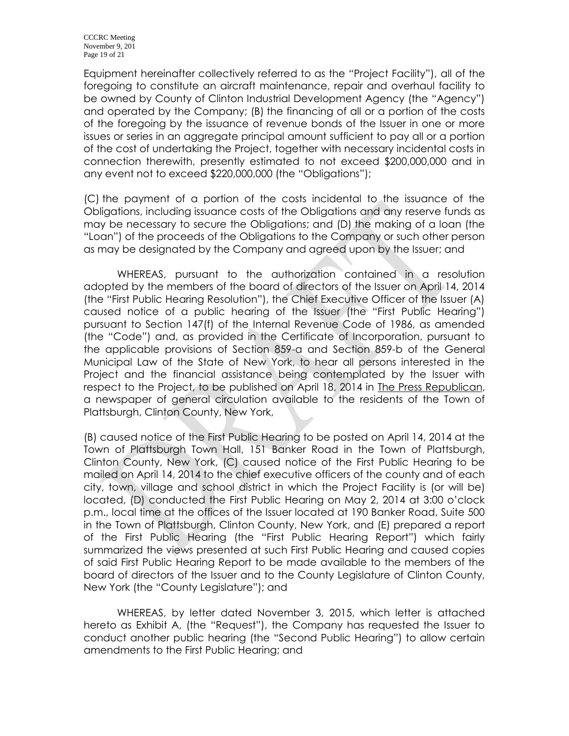Equipment hereinafter collectively referred to as the "Project Facility"), all of the foregoing to constitute an aircraft maintenance, repair and overhaul facility to be owned by County of Clinton Industrial Development Agency (the "Agency") and operated by the Company; (B) the financing of all or a portion of the costs of the foregoing by the issuance of revenue bonds of the Issuer in one or more issues or series in an aggregate principal amount sufficient to pay all or a portion of the cost of undertaking the Project, together with necessary incidental costs in connection therewith, presently estimated to not exceed \$200,000,000 and in any event not to exceed \$220,000,000 (the "Obligations");

(C) the payment of a portion of the costs incidental to the issuance of the Obligations, including issuance costs of the Obligations and any reserve funds as may be necessary to secure the Obligations; and (D) the making of a loan (the "Loan") of the proceeds of the Obligations to the Company or such other person as may be designated by the Company and agreed upon by the Issuer; and

WHEREAS, pursuant to the authorization contained in a resolution adopted by the members of the board of directors of the Issuer on April 14, 2014 (the "First Public Hearing Resolution"), the Chief Executive Officer of the Issuer (A) caused notice of a public hearing of the Issuer (the "First Public Hearing") pursuant to Section 147(f) of the Internal Revenue Code of 1986, as amended (the "Code") and, as provided in the Certificate of Incorporation, pursuant to the applicable provisions of Section 859-a and Section 859-b of the General Municipal Law of the State of New York, to hear all persons interested in the Project and the financial assistance being contemplated by the Issuer with respect to the Project, to be published on April 18, 2014 in The Press Republican, a newspaper of general circulation available to the residents of the Town of Plattsburgh, Clinton County, New York,

(B) caused notice of the First Public Hearing to be posted on April 14, 2014 at the Town of Plattsburgh Town Hall, 151 Banker Road in the Town of Plattsburgh, Clinton County, New York, (C) caused notice of the First Public Hearing to be mailed on April 14, 2014 to the chief executive officers of the county and of each city, town, village and school district in which the Project Facility is (or will be) located, (D) conducted the First Public Hearing on May 2, 2014 at 3:00 o'clock p.m., local time at the offices of the Issuer located at 190 Banker Road, Suite 500 in the Town of Plattsburgh, Clinton County, New York, and (E) prepared a report of the First Public Hearing (the "First Public Hearing Report") which fairly summarized the views presented at such First Public Hearing and caused copies of said First Public Hearing Report to be made available to the members of the board of directors of the Issuer and to the County Legislature of Clinton County, New York (the "County Legislature"); and

WHEREAS, by letter dated November 3, 2015, which letter is attached hereto as Exhibit A, (the "Request"), the Company has requested the Issuer to conduct another public hearing (the "Second Public Hearing") to allow certain amendments to the First Public Hearing; and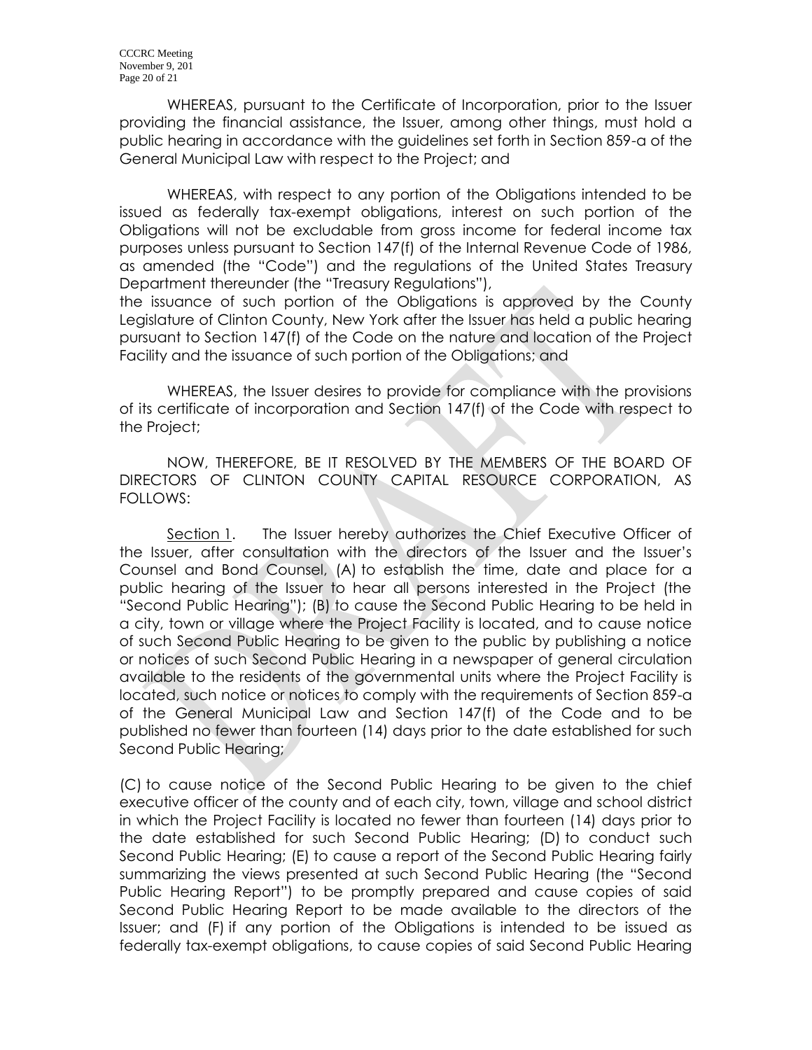WHEREAS, pursuant to the Certificate of Incorporation, prior to the Issuer providing the financial assistance, the Issuer, among other things, must hold a public hearing in accordance with the guidelines set forth in Section 859-a of the General Municipal Law with respect to the Project; and

WHEREAS, with respect to any portion of the Obligations intended to be issued as federally tax-exempt obligations, interest on such portion of the Obligations will not be excludable from gross income for federal income tax purposes unless pursuant to Section 147(f) of the Internal Revenue Code of 1986, as amended (the "Code") and the regulations of the United States Treasury Department thereunder (the "Treasury Regulations"),
the issuance of such portion of the Obligations is approved by the County Legislature of Clinton County, New York after the Issuer has held a public hearing pursuant to Section 147(f) of the Code on the nature and location of the Project Facility and the issuance of such portion of the Obligations; and

WHEREAS, the Issuer desires to provide for compliance with the provisions of its certificate of incorporation and Section 147(f) of the Code with respect to the Project;

NOW, THEREFORE, BE IT RESOLVED BY THE MEMBERS OF THE BOARD OF DIRECTORS OF CLINTON COUNTY CAPITAL RESOURCE CORPORATION, AS FOLLOWS:

Section 1. The Issuer hereby authorizes the Chief Executive Officer of the Issuer, after consultation with the directors of the Issuer and the Issuer's Counsel and Bond Counsel, (A) to establish the time, date and place for a public hearing of the Issuer to hear all persons interested in the Project (the "Second Public Hearing"); (B) to cause the Second Public Hearing to be held in a city, town or village where the Project Facility is located, and to cause notice of such Second Public Hearing to be given to the public by publishing a notice or notices of such Second Public Hearing in a newspaper of general circulation available to the residents of the governmental units where the Project Facility is located, such notice or notices to comply with the requirements of Section 859-a of the General Municipal Law and Section 147(f) of the Code and to be published no fewer than fourteen (14) days prior to the date established for such Second Public Hearing;

(C) to cause notice of the Second Public Hearing to be given to the chief executive officer of the county and of each city, town, village and school district in which the Project Facility is located no fewer than fourteen (14) days prior to the date established for such Second Public Hearing; (D) to conduct such Second Public Hearing; (E) to cause a report of the Second Public Hearing fairly summarizing the views presented at such Second Public Hearing (the "Second Public Hearing Report") to be promptly prepared and cause copies of said Second Public Hearing Report to be made available to the directors of the Issuer; and (F) if any portion of the Obligations is intended to be issued as federally tax-exempt obligations, to cause copies of said Second Public Hearing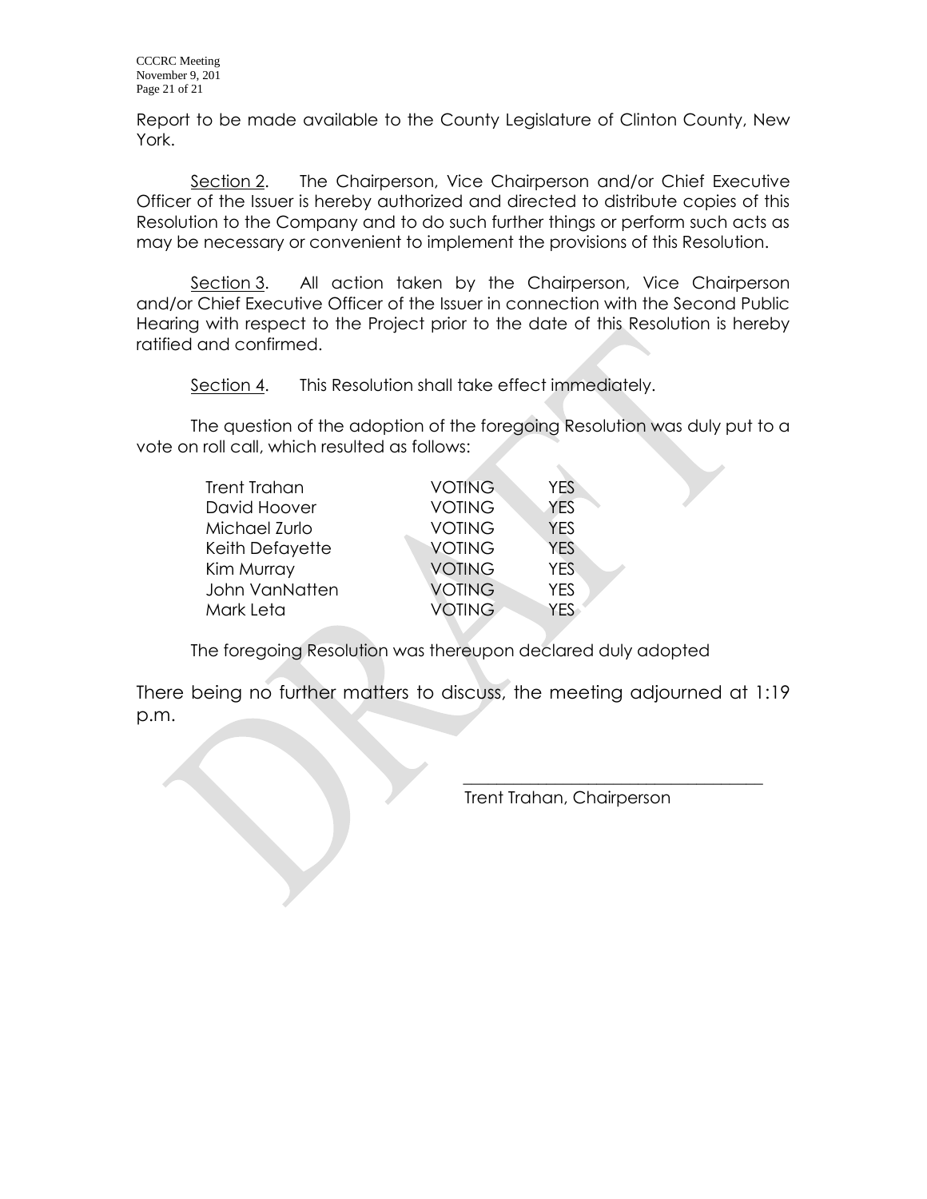Report to be made available to the County Legislature of Clinton County, New York.

Section 2. The Chairperson, Vice Chairperson and/or Chief Executive Officer of the Issuer is hereby authorized and directed to distribute copies of this Resolution to the Company and to do such further things or perform such acts as may be necessary or convenient to implement the provisions of this Resolution.

Section 3. All action taken by the Chairperson, Vice Chairperson and/or Chief Executive Officer of the Issuer in connection with the Second Public Hearing with respect to the Project prior to the date of this Resolution is hereby ratified and confirmed.

Section 4. This Resolution shall take effect immediately.

The question of the adoption of the foregoing Resolution was duly put to a vote on roll call, which resulted as follows:

| | | |
|---|---|---|
| Trent Trahan | VOTING | YES |
| David Hoover | VOTING | YES |
| Michael Zurlo | VOTING | YES |
| Keith Defayette | VOTING | YES |
| Kim Murray | VOTING | YES |
| John VanNatten | VOTING | YES |
| Mark Leta | VOTING | YES |

The foregoing Resolution was thereupon declared duly adopted

There being no further matters to discuss, the meeting adjourned at 1:19 p.m.

\_\_\_\_\_\_\_\_\_\_\_\_\_\_\_\_\_\_\_\_\_\_\_\_\_\_\_\_\_\_\_\_\_\_\_

Trent Trahan, Chairperson